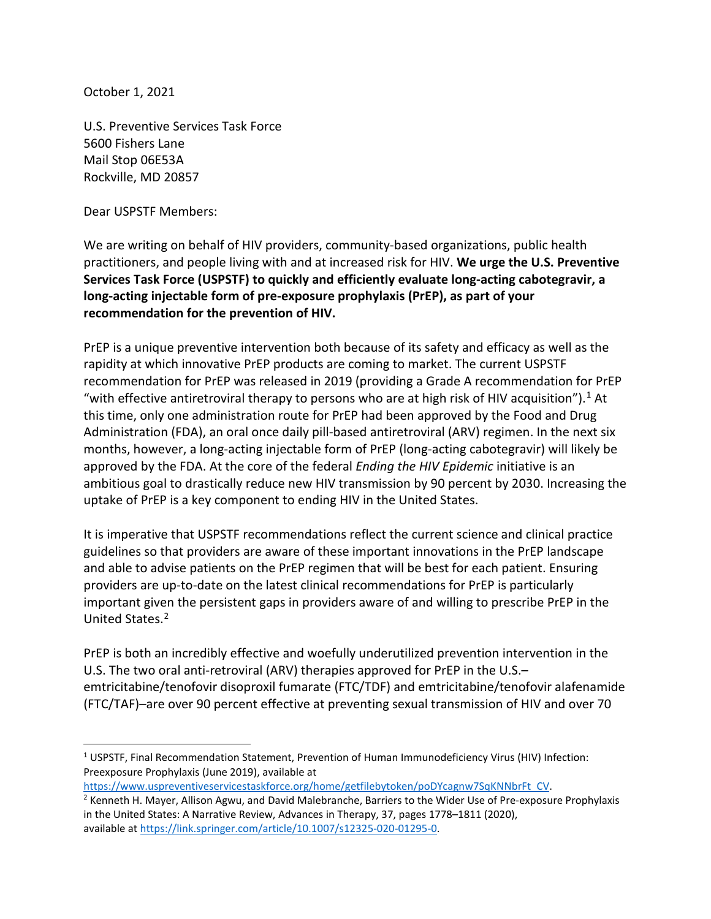October 1, 2021

U.S. Preventive Services Task Force
5600 Fishers Lane
Mail Stop 06E53A
Rockville, MD 20857

Dear USPSTF Members:

We are writing on behalf of HIV providers, community-based organizations, public health practitioners, and people living with and at increased risk for HIV. **We urge the U.S. Preventive Services Task Force (USPSTF) to quickly and efficiently evaluate long-acting cabotegravir, a long-acting injectable form of pre-exposure prophylaxis (PrEP), as part of your recommendation for the prevention of HIV.**

PrEP is a unique preventive intervention both because of its safety and efficacy as well as the rapidity at which innovative PrEP products are coming to market. The current USPSTF recommendation for PrEP was released in 2019 (providing a Grade A recommendation for PrEP "with effective antiretroviral therapy to persons who are at high risk of HIV acquisition").[1] At this time, only one administration route for PrEP had been approved by the Food and Drug Administration (FDA), an oral once daily pill-based antiretroviral (ARV) regimen. In the next six months, however, a long-acting injectable form of PrEP (long-acting cabotegravir) will likely be approved by the FDA. At the core of the federal *Ending the HIV Epidemic* initiative is an ambitious goal to drastically reduce new HIV transmission by 90 percent by 2030. Increasing the uptake of PrEP is a key component to ending HIV in the United States.

It is imperative that USPSTF recommendations reflect the current science and clinical practice guidelines so that providers are aware of these important innovations in the PrEP landscape and able to advise patients on the PrEP regimen that will be best for each patient. Ensuring providers are up-to-date on the latest clinical recommendations for PrEP is particularly important given the persistent gaps in providers aware of and willing to prescribe PrEP in the United States.[2]

PrEP is both an incredibly effective and woefully underutilized prevention intervention in the U.S. The two oral anti-retroviral (ARV) therapies approved for PrEP in the U.S.– emtricitabine/tenofovir disoproxil fumarate (FTC/TDF) and emtricitabine/tenofovir alafenamide (FTC/TAF)–are over 90 percent effective at preventing sexual transmission of HIV and over 70

---

[1] USPSTF, Final Recommendation Statement, Prevention of Human Immunodeficiency Virus (HIV) Infection: Preexposure Prophylaxis (June 2019), available at https://www.uspreventiveservicestaskforce.org/home/getfilebytoken/poDYcagnw7SqKNNbrFt_CV.

[2] Kenneth H. Mayer, Allison Agwu, and David Malebranche, Barriers to the Wider Use of Pre-exposure Prophylaxis in the United States: A Narrative Review, Advances in Therapy, 37, pages 1778–1811 (2020), available at https://link.springer.com/article/10.1007/s12325-020-01295-0.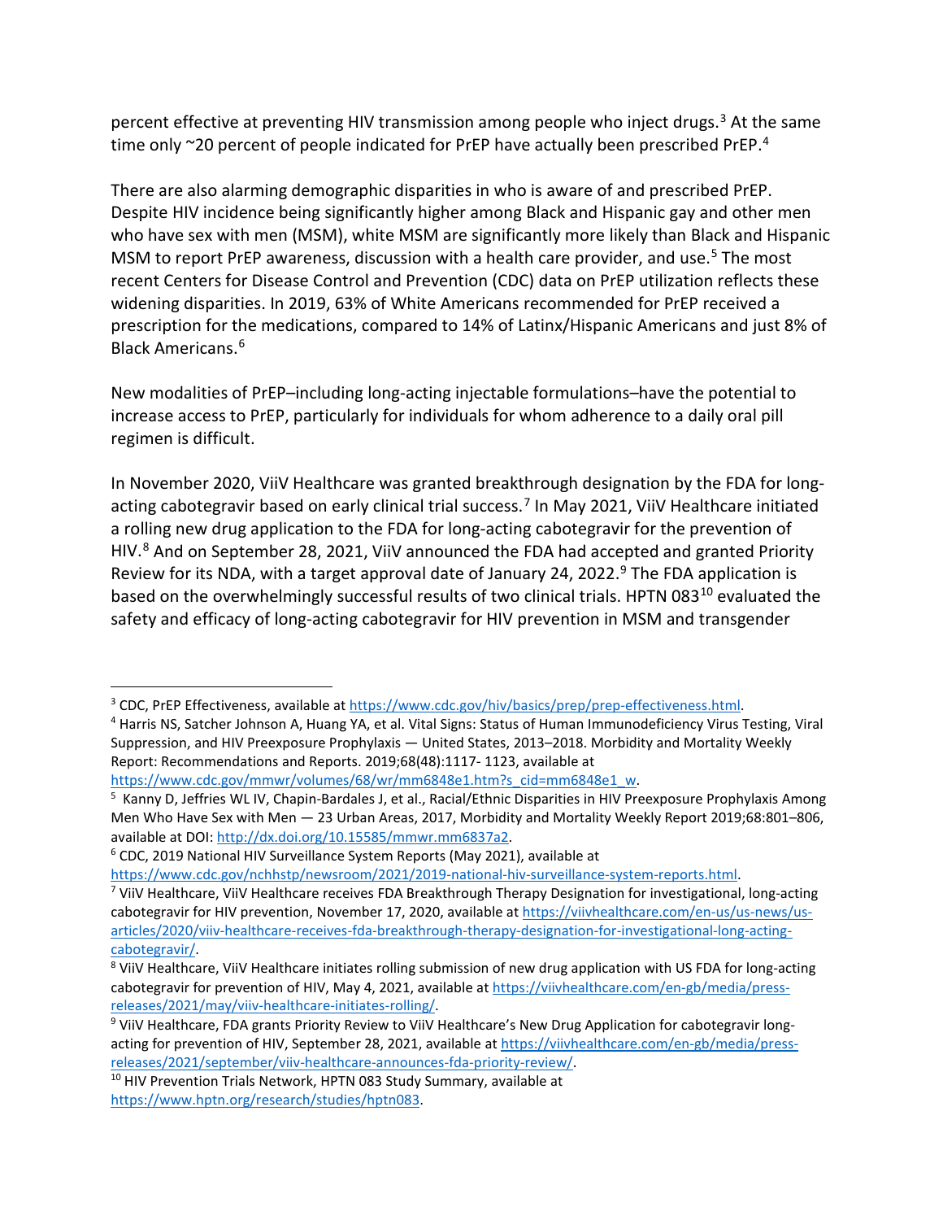percent effective at preventing HIV transmission among people who inject drugs.[3] At the same time only ~20 percent of people indicated for PrEP have actually been prescribed PrEP.[4]

There are also alarming demographic disparities in who is aware of and prescribed PrEP. Despite HIV incidence being significantly higher among Black and Hispanic gay and other men who have sex with men (MSM), white MSM are significantly more likely than Black and Hispanic MSM to report PrEP awareness, discussion with a health care provider, and use.[5] The most recent Centers for Disease Control and Prevention (CDC) data on PrEP utilization reflects these widening disparities. In 2019, 63% of White Americans recommended for PrEP received a prescription for the medications, compared to 14% of Latinx/Hispanic Americans and just 8% of Black Americans.[6]

New modalities of PrEP–including long-acting injectable formulations–have the potential to increase access to PrEP, particularly for individuals for whom adherence to a daily oral pill regimen is difficult.

In November 2020, ViiV Healthcare was granted breakthrough designation by the FDA for long-acting cabotegravir based on early clinical trial success.[7] In May 2021, ViiV Healthcare initiated a rolling new drug application to the FDA for long-acting cabotegravir for the prevention of HIV.[8] And on September 28, 2021, ViiV announced the FDA had accepted and granted Priority Review for its NDA, with a target approval date of January 24, 2022.[9] The FDA application is based on the overwhelmingly successful results of two clinical trials. HPTN 083[10] evaluated the safety and efficacy of long-acting cabotegravir for HIV prevention in MSM and transgender

---

[3] CDC, PrEP Effectiveness, available at https://www.cdc.gov/hiv/basics/prep/prep-effectiveness.html.

[4] Harris NS, Satcher Johnson A, Huang YA, et al. Vital Signs: Status of Human Immunodeficiency Virus Testing, Viral Suppression, and HIV Preexposure Prophylaxis — United States, 2013–2018. Morbidity and Mortality Weekly Report: Recommendations and Reports. 2019;68(48):1117- 1123, available at https://www.cdc.gov/mmwr/volumes/68/wr/mm6848e1.htm?s_cid=mm6848e1_w.

[5] Kanny D, Jeffries WL IV, Chapin-Bardales J, et al., Racial/Ethnic Disparities in HIV Preexposure Prophylaxis Among Men Who Have Sex with Men — 23 Urban Areas, 2017, Morbidity and Mortality Weekly Report 2019;68:801–806, available at DOI: http://dx.doi.org/10.15585/mmwr.mm6837a2.

[6] CDC, 2019 National HIV Surveillance System Reports (May 2021), available at https://www.cdc.gov/nchhstp/newsroom/2021/2019-national-hiv-surveillance-system-reports.html.

[7] ViiV Healthcare, ViiV Healthcare receives FDA Breakthrough Therapy Designation for investigational, long-acting cabotegravir for HIV prevention, November 17, 2020, available at https://viivhealthcare.com/en-us/us-news/us-articles/2020/viiv-healthcare-receives-fda-breakthrough-therapy-designation-for-investigational-long-acting-cabotegravir/.

[8] ViiV Healthcare, ViiV Healthcare initiates rolling submission of new drug application with US FDA for long-acting cabotegravir for prevention of HIV, May 4, 2021, available at https://viivhealthcare.com/en-gb/media/press-releases/2021/may/viiv-healthcare-initiates-rolling/.

[9] ViiV Healthcare, FDA grants Priority Review to ViiV Healthcare's New Drug Application for cabotegravir long-acting for prevention of HIV, September 28, 2021, available at https://viivhealthcare.com/en-gb/media/press-releases/2021/september/viiv-healthcare-announces-fda-priority-review/.

[10] HIV Prevention Trials Network, HPTN 083 Study Summary, available at https://www.hptn.org/research/studies/hptn083.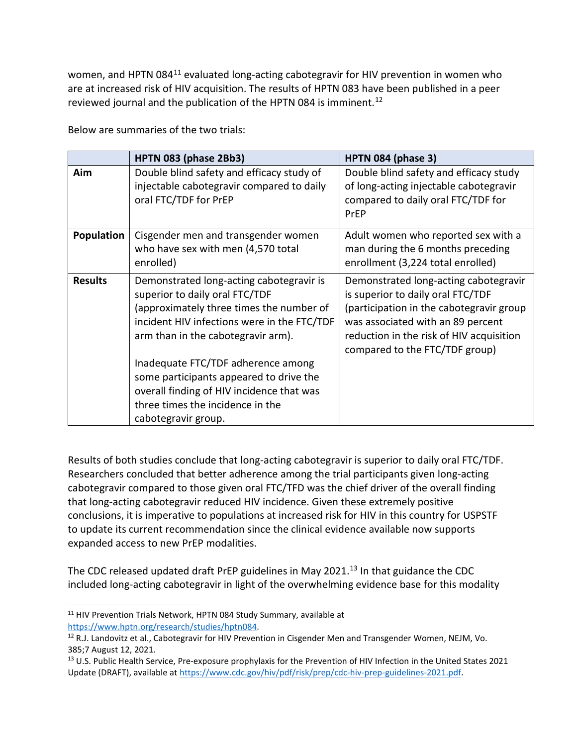women, and HPTN 084[11] evaluated long-acting cabotegravir for HIV prevention in women who are at increased risk of HIV acquisition. The results of HPTN 083 have been published in a peer reviewed journal and the publication of the HPTN 084 is imminent.[12]

Below are summaries of the two trials:

| | HPTN 083 (phase 2Bb3) | HPTN 084 (phase 3) |
|---|---|---|
| **Aim** | Double blind safety and efficacy study of injectable cabotegravir compared to daily oral FTC/TDF for PrEP | Double blind safety and efficacy study of long-acting injectable cabotegravir compared to daily oral FTC/TDF for PrEP |
| **Population** | Cisgender men and transgender women who have sex with men (4,570 total enrolled) | Adult women who reported sex with a man during the 6 months preceding enrollment (3,224 total enrolled) |
| **Results** | Demonstrated long-acting cabotegravir is superior to daily oral FTC/TDF (approximately three times the number of incident HIV infections were in the FTC/TDF arm than in the cabotegravir arm).<br><br>Inadequate FTC/TDF adherence among some participants appeared to drive the overall finding of HIV incidence that was three times the incidence in the cabotegravir group. | Demonstrated long-acting cabotegravir is superior to daily oral FTC/TDF (participation in the cabotegravir group was associated with an 89 percent reduction in the risk of HIV acquisition compared to the FTC/TDF group) |

Results of both studies conclude that long-acting cabotegravir is superior to daily oral FTC/TDF. Researchers concluded that better adherence among the trial participants given long-acting cabotegravir compared to those given oral FTC/TFD was the chief driver of the overall finding that long-acting cabotegravir reduced HIV incidence. Given these extremely positive conclusions, it is imperative to populations at increased risk for HIV in this country for USPSTF to update its current recommendation since the clinical evidence available now supports expanded access to new PrEP modalities.

The CDC released updated draft PrEP guidelines in May 2021.[13] In that guidance the CDC included long-acting cabotegravir in light of the overwhelming evidence base for this modality

---

[11] HIV Prevention Trials Network, HPTN 084 Study Summary, available at https://www.hptn.org/research/studies/hptn084.

[12] R.J. Landovitz et al., Cabotegravir for HIV Prevention in Cisgender Men and Transgender Women, NEJM, Vo. 385;7 August 12, 2021.

[13] U.S. Public Health Service, Pre-exposure prophylaxis for the Prevention of HIV Infection in the United States 2021 Update (DRAFT), available at https://www.cdc.gov/hiv/pdf/risk/prep/cdc-hiv-prep-guidelines-2021.pdf.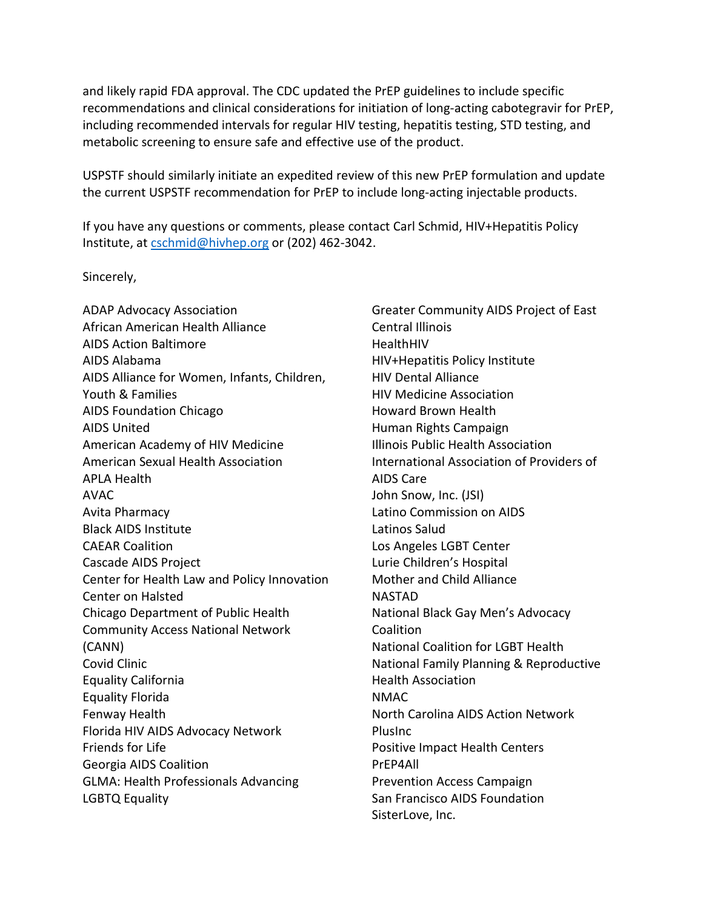and likely rapid FDA approval. The CDC updated the PrEP guidelines to include specific recommendations and clinical considerations for initiation of long-acting cabotegravir for PrEP, including recommended intervals for regular HIV testing, hepatitis testing, STD testing, and metabolic screening to ensure safe and effective use of the product.

USPSTF should similarly initiate an expedited review of this new PrEP formulation and update the current USPSTF recommendation for PrEP to include long-acting injectable products.

If you have any questions or comments, please contact Carl Schmid, HIV+Hepatitis Policy Institute, at [cschmid@hivhep.org](mailto:cschmid@hivhep.org) or (202) 462-3042.

Sincerely,

ADAP Advocacy Association
African American Health Alliance
AIDS Action Baltimore
AIDS Alabama
AIDS Alliance for Women, Infants, Children, Youth & Families
AIDS Foundation Chicago
AIDS United
American Academy of HIV Medicine
American Sexual Health Association
APLA Health
AVAC
Avita Pharmacy
Black AIDS Institute
CAEAR Coalition
Cascade AIDS Project
Center for Health Law and Policy Innovation
Center on Halsted
Chicago Department of Public Health
Community Access National Network (CANN)
Covid Clinic
Equality California
Equality Florida
Fenway Health
Florida HIV AIDS Advocacy Network
Friends for Life
Georgia AIDS Coalition
GLMA: Health Professionals Advancing LGBTQ Equality
Greater Community AIDS Project of East Central Illinois
HealthHIV
HIV+Hepatitis Policy Institute
HIV Dental Alliance
HIV Medicine Association
Howard Brown Health
Human Rights Campaign
Illinois Public Health Association
International Association of Providers of AIDS Care
John Snow, Inc. (JSI)
Latino Commission on AIDS
Latinos Salud
Los Angeles LGBT Center
Lurie Children's Hospital
Mother and Child Alliance
NASTAD
National Black Gay Men's Advocacy Coalition
National Coalition for LGBT Health
National Family Planning & Reproductive Health Association
NMAC
North Carolina AIDS Action Network
PlusInc
Positive Impact Health Centers
PrEP4All
Prevention Access Campaign
San Francisco AIDS Foundation
SisterLove, Inc.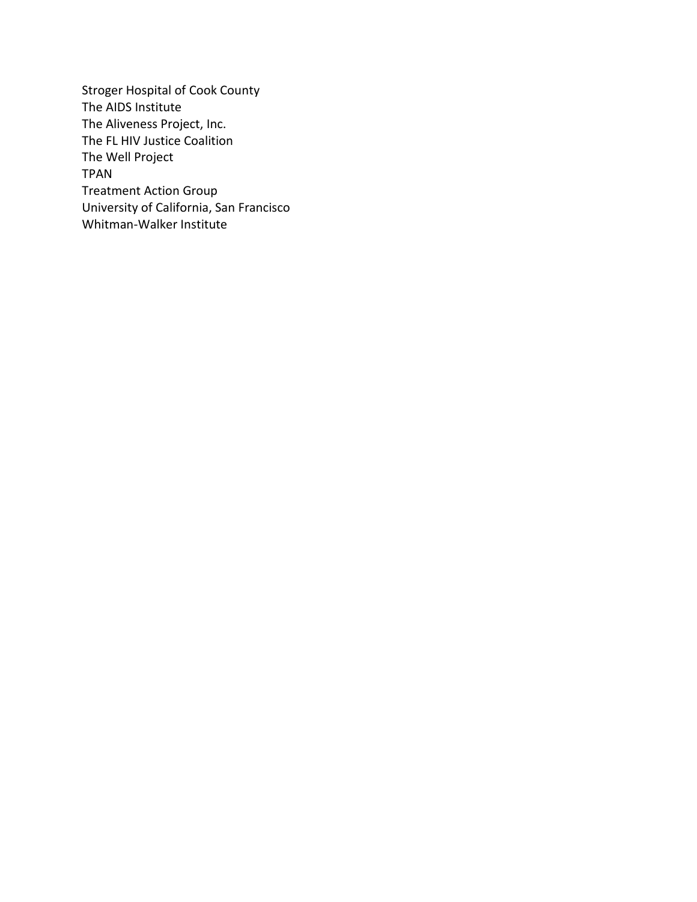Stroger Hospital of Cook County
The AIDS Institute
The Aliveness Project, Inc.
The FL HIV Justice Coalition
The Well Project
TPAN
Treatment Action Group
University of California, San Francisco
Whitman-Walker Institute